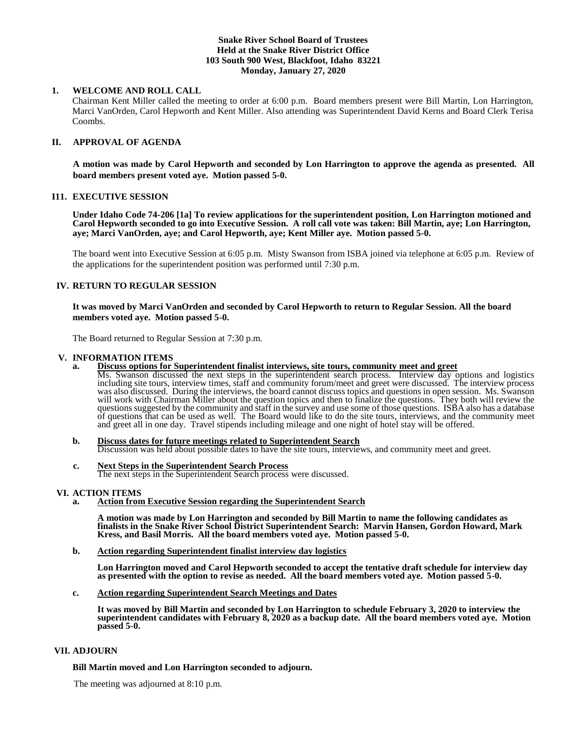**Snake River School Board of Trustees**
**Held at the Snake River District Office**
**103 South 900 West, Blackfoot, Idaho 83221**
**Monday, January 27, 2020**

## 1. WELCOME AND ROLL CALL

Chairman Kent Miller called the meeting to order at 6:00 p.m. Board members present were Bill Martin, Lon Harrington, Marci VanOrden, Carol Hepworth and Kent Miller. Also attending was Superintendent David Kerns and Board Clerk Terisa Coombs.

## II. APPROVAL OF AGENDA

**A motion was made by Carol Hepworth and seconded by Lon Harrington to approve the agenda as presented. All board members present voted aye. Motion passed 5-0.**

## I11. EXECUTIVE SESSION

**Under Idaho Code 74-206 [1a] To review applications for the superintendent position, Lon Harrington motioned and Carol Hepworth seconded to go into Executive Session. A roll call vote was taken: Bill Martin, aye; Lon Harrington, aye; Marci VanOrden, aye; and Carol Hepworth, aye; Kent Miller aye. Motion passed 5-0.**

The board went into Executive Session at 6:05 p.m. Misty Swanson from ISBA joined via telephone at 6:05 p.m. Review of the applications for the superintendent position was performed until 7:30 p.m.

## IV. RETURN TO REGULAR SESSION

**It was moved by Marci VanOrden and seconded by Carol Hepworth to return to Regular Session. All the board members voted aye. Motion passed 5-0.**

The Board returned to Regular Session at 7:30 p.m.

## V. INFORMATION ITEMS

**a. Discuss options for Superintendent finalist interviews, site tours, community meet and greet**

Ms. Swanson discussed the next steps in the superintendent search process. Interview day options and logistics including site tours, interview times, staff and community forum/meet and greet were discussed. The interview process was also discussed. During the interviews, the board cannot discuss topics and questions in open session. Ms. Swanson will work with Chairman Miller about the question topics and then to finalize the questions. They both will review the questions suggested by the community and staff in the survey and use some of those questions. ISBA also has a database of questions that can be used as well. The Board would like to do the site tours, interviews, and the community meet and greet all in one day. Travel stipends including mileage and one night of hotel stay will be offered.

**b. Discuss dates for future meetings related to Superintendent Search**

Discussion was held about possible dates to have the site tours, interviews, and community meet and greet.

**c. Next Steps in the Superintendent Search Process**

The next steps in the Superintendent Search process were discussed.

## VI. ACTION ITEMS

**a. Action from Executive Session regarding the Superintendent Search**

**A motion was made by Lon Harrington and seconded by Bill Martin to name the following candidates as finalists in the Snake River School District Superintendent Search: Marvin Hansen, Gordon Howard, Mark Kress, and Basil Morris. All the board members voted aye. Motion passed 5-0.**

**b. Action regarding Superintendent finalist interview day logistics**

**Lon Harrington moved and Carol Hepworth seconded to accept the tentative draft schedule for interview day as presented with the option to revise as needed. All the board members voted aye. Motion passed 5-0.**

**c. Action regarding Superintendent Search Meetings and Dates**

**It was moved by Bill Martin and seconded by Lon Harrington to schedule February 3, 2020 to interview the superintendent candidates with February 8, 2020 as a backup date. All the board members voted aye. Motion passed 5-0.**

## VII. ADJOURN

**Bill Martin moved and Lon Harrington seconded to adjourn.**

The meeting was adjourned at 8:10 p.m.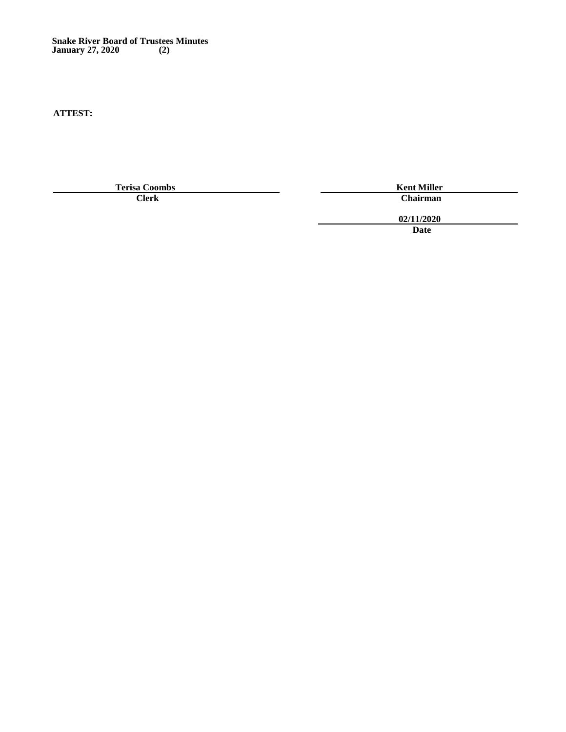ATTEST:

| | |
|---|---|
| Terisa Coombs | Kent Miller |
| Clerk | Chairman |
| | 02/11/2020 |
| | Date |